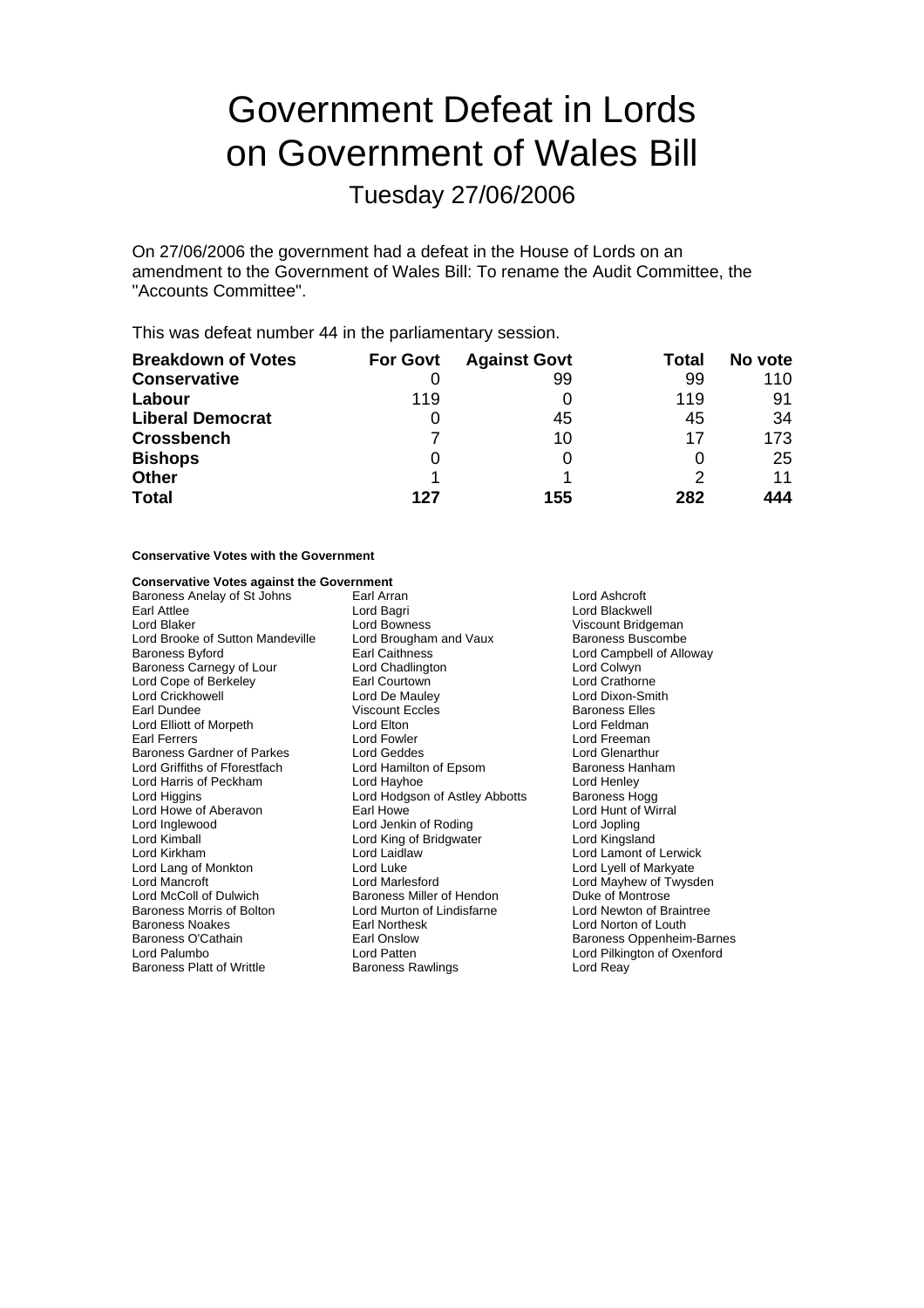# Government Defeat in Lords on Government of Wales Bill

## Tuesday 27/06/2006

On 27/06/2006 the government had a defeat in the House of Lords on an amendment to the Government of Wales Bill: To rename the Audit Committee, the "Accounts Committee".

This was defeat number 44 in the parliamentary session.

| Breakdown of Votes | For Govt | Against Govt | Total | No vote |
|---|---|---|---|---|
| **Conservative** | 0 | 99 | 99 | 110 |
| **Labour** | 119 | 0 | 119 | 91 |
| **Liberal Democrat** | 0 | 45 | 45 | 34 |
| **Crossbench** | 7 | 10 | 17 | 173 |
| **Bishops** | 0 | 0 | 0 | 25 |
| **Other** | 1 | 1 | 2 | 11 |
| **Total** | **127** | **155** | **282** | **444** |

**Conservative Votes with the Government**

**Conservative Votes against the Government**

Baroness Anelay of St Johns
Earl Arran
Lord Ashcroft
Earl Attlee
Lord Bagri
Lord Blackwell
Lord Blaker
Lord Bowness
Viscount Bridgeman
Lord Brooke of Sutton Mandeville
Lord Brougham and Vaux
Baroness Buscombe
Baroness Byford
Earl Caithness
Lord Campbell of Alloway
Baroness Carnegy of Lour
Lord Chadlington
Lord Colwyn
Lord Cope of Berkeley
Earl Courtown
Lord Crathorne
Lord Crickhowell
Lord De Mauley
Lord Dixon-Smith
Earl Dundee
Viscount Eccles
Baroness Elles
Lord Elliott of Morpeth
Lord Elton
Lord Feldman
Earl Ferrers
Lord Fowler
Lord Freeman
Baroness Gardner of Parkes
Lord Geddes
Lord Glenarthur
Lord Griffiths of Fforestfach
Lord Hamilton of Epsom
Baroness Hanham
Lord Harris of Peckham
Lord Hayhoe
Lord Henley
Lord Higgins
Lord Hodgson of Astley Abbotts
Baroness Hogg
Lord Howe of Aberavon
Earl Howe
Lord Hunt of Wirral
Lord Inglewood
Lord Jenkin of Roding
Lord Jopling
Lord Kimball
Lord King of Bridgwater
Lord Kingsland
Lord Kirkham
Lord Laidlaw
Lord Lamont of Lerwick
Lord Lang of Monkton
Lord Luke
Lord Lyell of Markyate
Lord Mancroft
Lord Marlesford
Lord Mayhew of Twysden
Lord McColl of Dulwich
Baroness Miller of Hendon
Duke of Montrose
Baroness Morris of Bolton
Lord Murton of Lindisfarne
Lord Newton of Braintree
Baroness Noakes
Earl Northesk
Lord Norton of Louth
Baroness O'Cathain
Earl Onslow
Baroness Oppenheim-Barnes
Lord Palumbo
Lord Patten
Lord Pilkington of Oxenford
Baroness Platt of Writtle
Baroness Rawlings
Lord Reay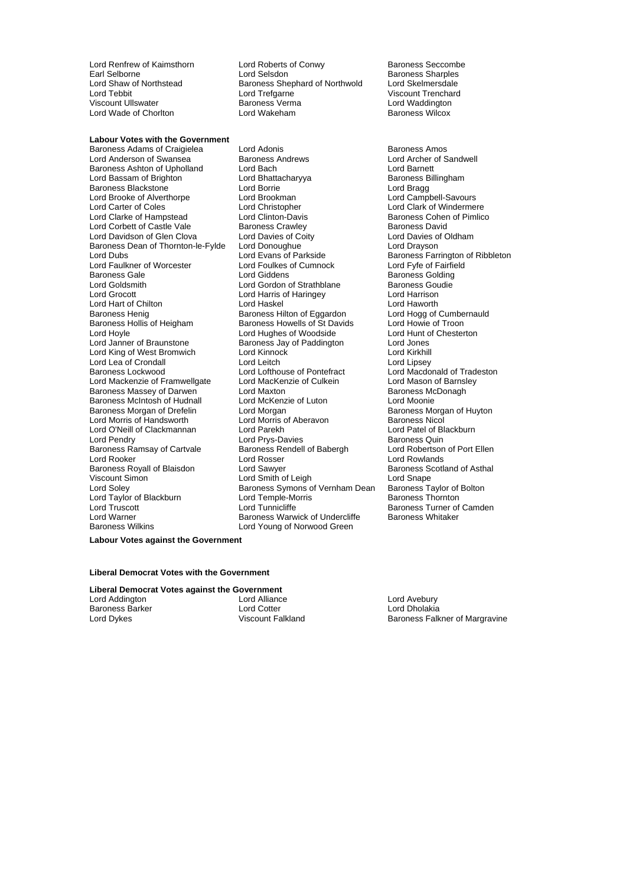Lord Renfrew of Kaimsthorn
Lord Roberts of Conwy
Baroness Seccombe
Earl Selborne
Lord Selsdon
Baroness Sharples
Lord Shaw of Northstead
Baroness Shephard of Northwold
Lord Skelmersdale
Lord Tebbit
Lord Trefgarne
Viscount Trenchard
Viscount Ullswater
Baroness Verma
Lord Waddington
Lord Wade of Chorlton
Lord Wakeham
Baroness Wilcox

**Labour Votes with the Government**

Baroness Adams of Craigielea
Lord Adonis
Baroness Amos
Lord Anderson of Swansea
Baroness Andrews
Lord Archer of Sandwell
Baroness Ashton of Upholland
Lord Bach
Lord Barnett
Lord Bassam of Brighton
Lord Bhattacharyya
Baroness Billingham
Baroness Blackstone
Lord Borrie
Lord Bragg
Lord Brooke of Alverthorpe
Lord Brookman
Lord Campbell-Savours
Lord Carter of Coles
Lord Christopher
Lord Clark of Windermere
Lord Clarke of Hampstead
Lord Clinton-Davis
Baroness Cohen of Pimlico
Lord Corbett of Castle Vale
Baroness Crawley
Baroness David
Lord Davidson of Glen Clova
Lord Davies of Coity
Lord Davies of Oldham
Baroness Dean of Thornton-le-Fylde
Lord Donoughue
Lord Drayson
Lord Dubs
Lord Evans of Parkside
Baroness Farrington of Ribbleton
Lord Faulkner of Worcester
Lord Foulkes of Cumnock
Lord Fyfe of Fairfield
Baroness Gale
Lord Giddens
Baroness Golding
Lord Goldsmith
Lord Gordon of Strathblane
Baroness Goudie
Lord Grocott
Lord Harris of Haringey
Lord Harrison
Lord Hart of Chilton
Lord Haskel
Lord Haworth
Baroness Henig
Baroness Hilton of Eggardon
Lord Hogg of Cumbernauld
Baroness Hollis of Heigham
Baroness Howells of St Davids
Lord Howie of Troon
Lord Hoyle
Lord Hughes of Woodside
Lord Hunt of Chesterton
Lord Janner of Braunstone
Baroness Jay of Paddington
Lord Jones
Lord King of West Bromwich
Lord Kinnock
Lord Kirkhill
Lord Lea of Crondall
Lord Leitch
Lord Lipsey
Baroness Lockwood
Lord Lofthouse of Pontefract
Lord Macdonald of Tradeston
Lord Mackenzie of Framwellgate
Lord MacKenzie of Culkein
Lord Mason of Barnsley
Baroness Massey of Darwen
Lord Maxton
Baroness McDonagh
Baroness McIntosh of Hudnall
Lord McKenzie of Luton
Lord Moonie
Baroness Morgan of Drefelin
Lord Morgan
Baroness Morgan of Huyton
Lord Morris of Handsworth
Lord Morris of Aberavon
Baroness Nicol
Lord O'Neill of Clackmannan
Lord Parekh
Lord Patel of Blackburn
Lord Pendry
Lord Prys-Davies
Baroness Quin
Baroness Ramsay of Cartvale
Baroness Rendell of Babergh
Lord Robertson of Port Ellen
Lord Rooker
Lord Rosser
Lord Rowlands
Baroness Royall of Blaisdon
Lord Sawyer
Baroness Scotland of Asthal
Viscount Simon
Lord Smith of Leigh
Lord Snape
Lord Soley
Baroness Symons of Vernham Dean
Baroness Taylor of Bolton
Lord Taylor of Blackburn
Lord Temple-Morris
Baroness Thornton
Lord Truscott
Lord Tunnicliffe
Baroness Turner of Camden
Lord Warner
Baroness Warwick of Undercliffe
Baroness Whitaker
Baroness Wilkins
Lord Young of Norwood Green

**Labour Votes against the Government**

**Liberal Democrat Votes with the Government**

**Liberal Democrat Votes against the Government**

Lord Addington
Lord Alliance
Lord Avebury
Baroness Barker
Lord Cotter
Lord Dholakia
Lord Dykes
Viscount Falkland
Baroness Falkner of Margravine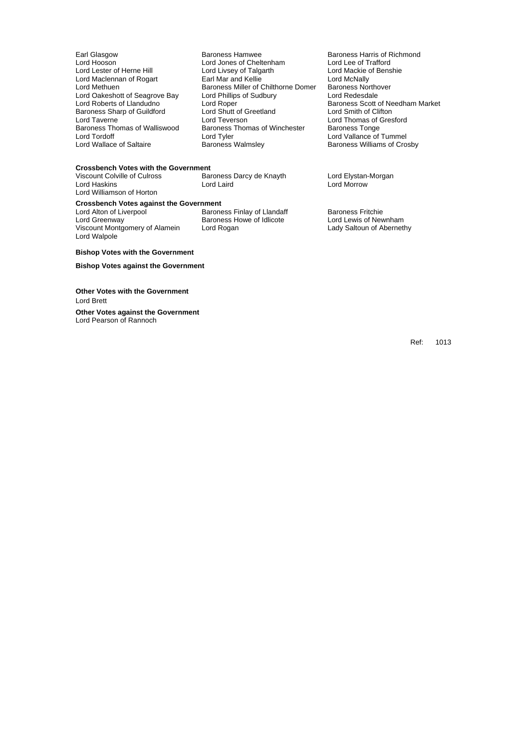Earl Glasgow
Baroness Hamwee
Baroness Harris of Richmond
Lord Hooson
Lord Jones of Cheltenham
Lord Lee of Trafford
Lord Lester of Herne Hill
Lord Livsey of Talgarth
Lord Mackie of Benshie
Lord Maclennan of Rogart
Earl Mar and Kellie
Lord McNally
Lord Methuen
Baroness Miller of Chilthorne Domer
Baroness Northover
Lord Oakeshott of Seagrove Bay
Lord Phillips of Sudbury
Lord Redesdale
Lord Roberts of Llandudno
Lord Roper
Baroness Scott of Needham Market
Baroness Sharp of Guildford
Lord Shutt of Greetland
Lord Smith of Clifton
Lord Taverne
Lord Teverson
Lord Thomas of Gresford
Baroness Thomas of Walliswood
Baroness Thomas of Winchester
Baroness Tonge
Lord Tordoff
Lord Tyler
Lord Vallance of Tummel
Lord Wallace of Saltaire
Baroness Walmsley
Baroness Williams of Crosby

**Crossbench Votes with the Government**

Viscount Colville of Culross
Baroness Darcy de Knayth
Lord Elystan-Morgan
Lord Haskins
Lord Laird
Lord Morrow
Lord Williamson of Horton

**Crossbench Votes against the Government**

Lord Alton of Liverpool
Baroness Finlay of Llandaff
Baroness Fritchie
Lord Greenway
Baroness Howe of Idlicote
Lord Lewis of Newnham
Viscount Montgomery of Alamein
Lord Rogan
Lady Saltoun of Abernethy
Lord Walpole

**Bishop Votes with the Government**

**Bishop Votes against the Government**

**Other Votes with the Government**

Lord Brett

**Other Votes against the Government**

Lord Pearson of Rannoch

Ref: 1013